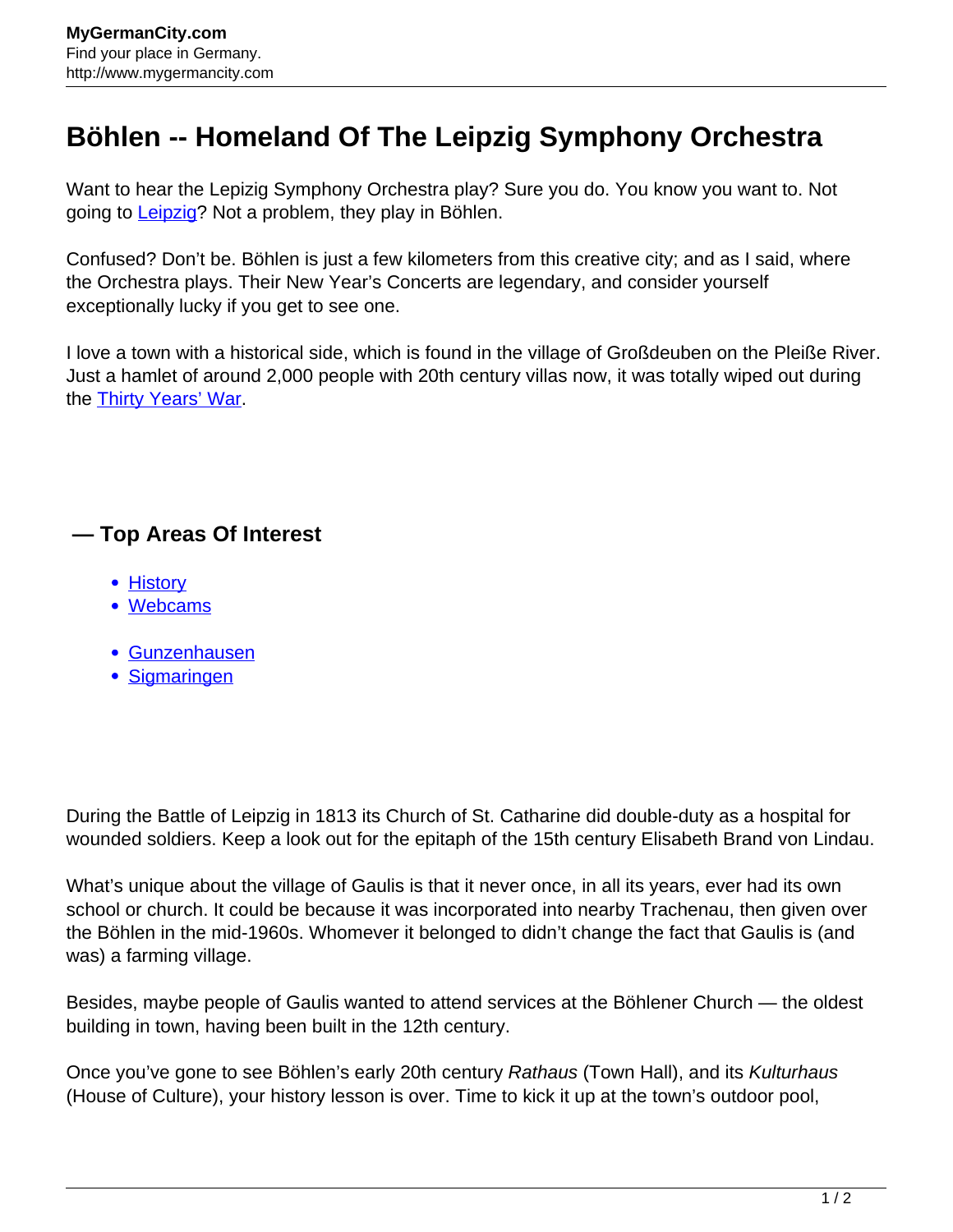# Böhlen -- Homeland Of The Leipzig Symphony Orchestra

Want to hear the Lepizig Symphony Orchestra play? Sure you do. You know you want to. Not going to Leipzig? Not a problem, they play in Böhlen.

Confused? Don't be. Böhlen is just a few kilometers from this creative city; and as I said, where the Orchestra plays. Their New Year's Concerts are legendary, and consider yourself exceptionally lucky if you get to see one.

I love a town with a historical side, which is found in the village of Großdeuben on the Pleiße River. Just a hamlet of around 2,000 people with 20th century villas now, it was totally wiped out during the Thirty Years' War.

## — Top Areas Of Interest

- History
- Webcams

- Gunzenhausen
- Sigmaringen

During the Battle of Leipzig in 1813 its Church of St. Catharine did double-duty as a hospital for wounded soldiers. Keep a look out for the epitaph of the 15th century Elisabeth Brand von Lindau.

What's unique about the village of Gaulis is that it never once, in all its years, ever had its own school or church. It could be because it was incorporated into nearby Trachenau, then given over the Böhlen in the mid-1960s. Whomever it belonged to didn't change the fact that Gaulis is (and was) a farming village.

Besides, maybe people of Gaulis wanted to attend services at the Böhlener Church — the oldest building in town, having been built in the 12th century.

Once you've gone to see Böhlen's early 20th century *Rathaus* (Town Hall), and its *Kulturhaus* (House of Culture), your history lesson is over. Time to kick it up at the town's outdoor pool,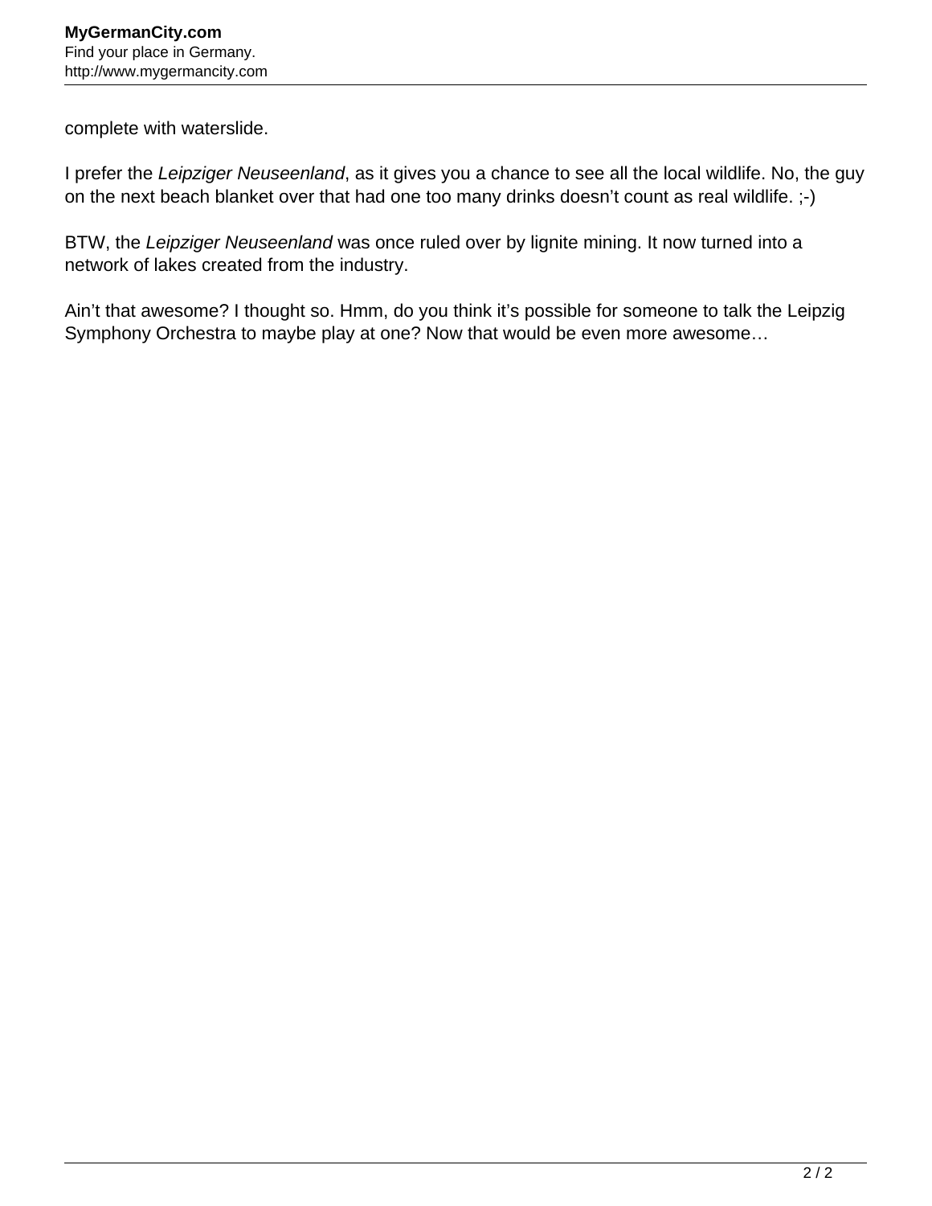complete with waterslide.

I prefer the *Leipziger Neuseenland*, as it gives you a chance to see all the local wildlife. No, the guy on the next beach blanket over that had one too many drinks doesn't count as real wildlife. ;-)

BTW, the *Leipziger Neuseenland* was once ruled over by lignite mining. It now turned into a network of lakes created from the industry.

Ain't that awesome? I thought so. Hmm, do you think it's possible for someone to talk the Leipzig Symphony Orchestra to maybe play at one? Now that would be even more awesome…